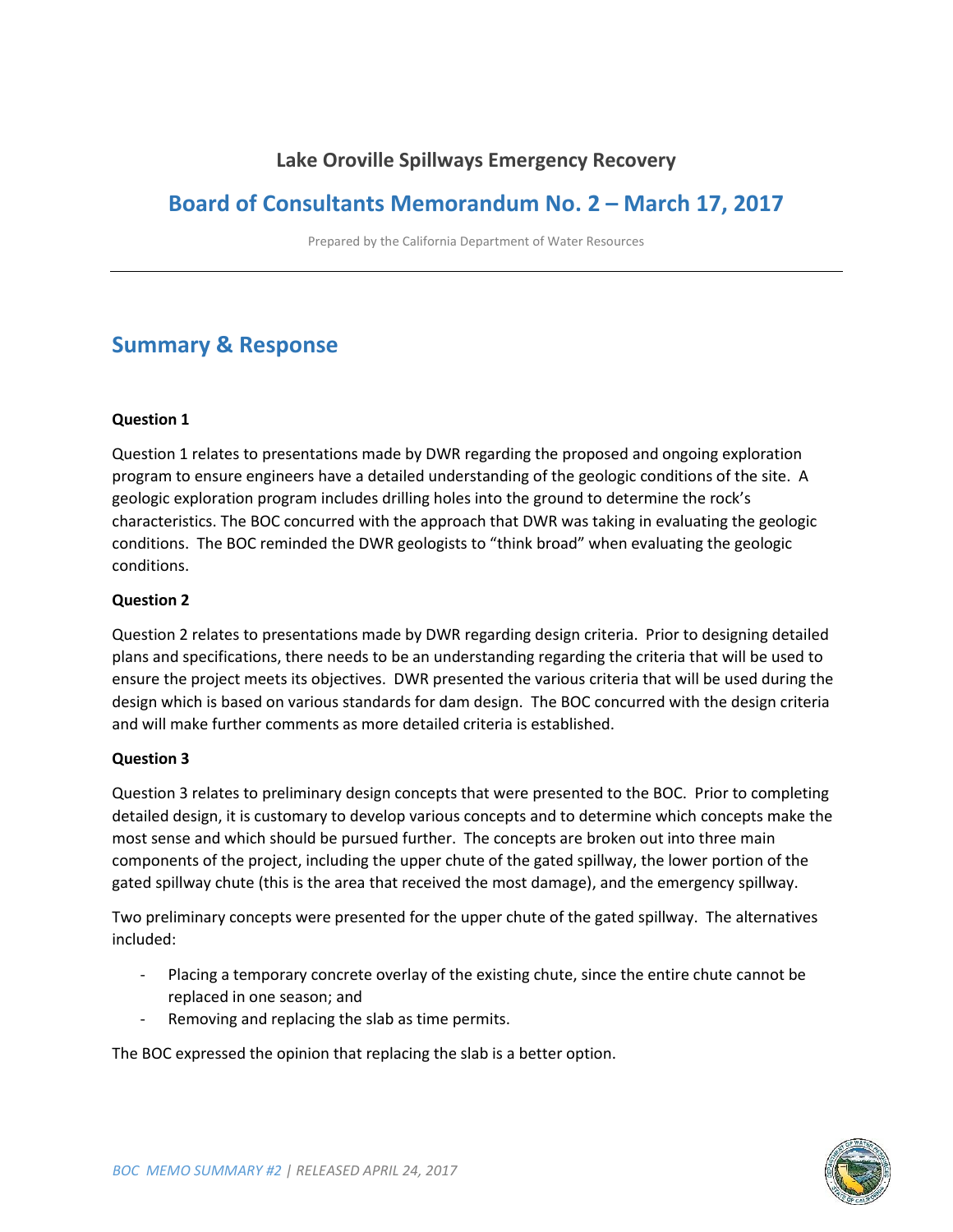## Lake Oroville Spillways Emergency Recovery

# Board of Consultants Memorandum No. 2 – March 17, 2017

Prepared by the California Department of Water Resources

---

## Summary & Response

**Question 1**

Question 1 relates to presentations made by DWR regarding the proposed and ongoing exploration program to ensure engineers have a detailed understanding of the geologic conditions of the site. A geologic exploration program includes drilling holes into the ground to determine the rock's characteristics. The BOC concurred with the approach that DWR was taking in evaluating the geologic conditions. The BOC reminded the DWR geologists to "think broad" when evaluating the geologic conditions.

**Question 2**

Question 2 relates to presentations made by DWR regarding design criteria. Prior to designing detailed plans and specifications, there needs to be an understanding regarding the criteria that will be used to ensure the project meets its objectives. DWR presented the various criteria that will be used during the design which is based on various standards for dam design. The BOC concurred with the design criteria and will make further comments as more detailed criteria is established.

**Question 3**

Question 3 relates to preliminary design concepts that were presented to the BOC. Prior to completing detailed design, it is customary to develop various concepts and to determine which concepts make the most sense and which should be pursued further. The concepts are broken out into three main components of the project, including the upper chute of the gated spillway, the lower portion of the gated spillway chute (this is the area that received the most damage), and the emergency spillway.

Two preliminary concepts were presented for the upper chute of the gated spillway. The alternatives included:

- Placing a temporary concrete overlay of the existing chute, since the entire chute cannot be replaced in one season; and
- Removing and replacing the slab as time permits.

The BOC expressed the opinion that replacing the slab is a better option.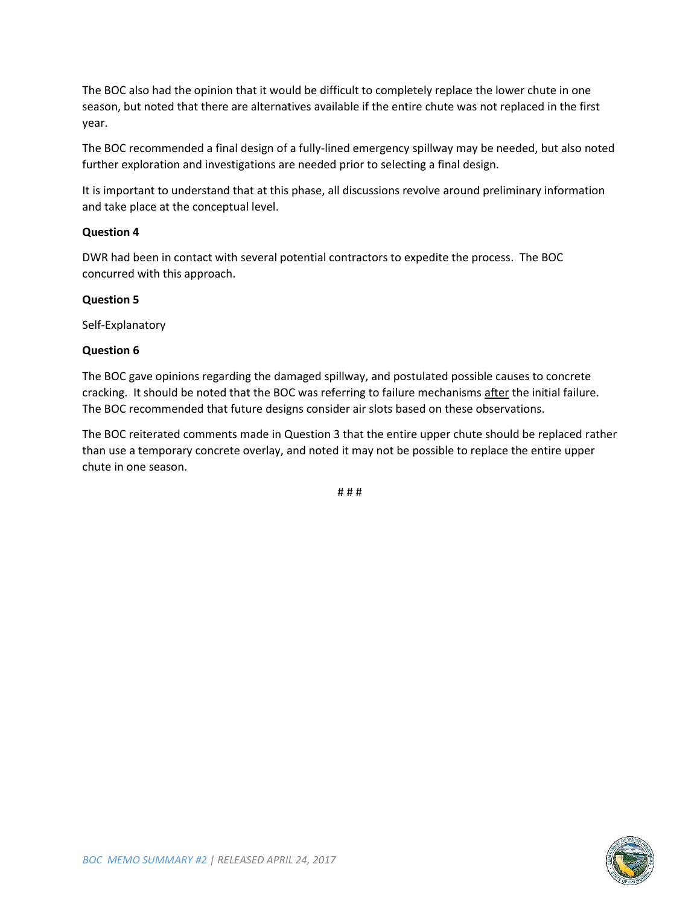The BOC also had the opinion that it would be difficult to completely replace the lower chute in one season, but noted that there are alternatives available if the entire chute was not replaced in the first year.

The BOC recommended a final design of a fully-lined emergency spillway may be needed, but also noted further exploration and investigations are needed prior to selecting a final design.

It is important to understand that at this phase, all discussions revolve around preliminary information and take place at the conceptual level.

**Question 4**

DWR had been in contact with several potential contractors to expedite the process. The BOC concurred with this approach.

**Question 5**

Self-Explanatory

**Question 6**

The BOC gave opinions regarding the damaged spillway, and postulated possible causes to concrete cracking. It should be noted that the BOC was referring to failure mechanisms <u>after</u> the initial failure. The BOC recommended that future designs consider air slots based on these observations.

The BOC reiterated comments made in Question 3 that the entire upper chute should be replaced rather than use a temporary concrete overlay, and noted it may not be possible to replace the entire upper chute in one season.

# # #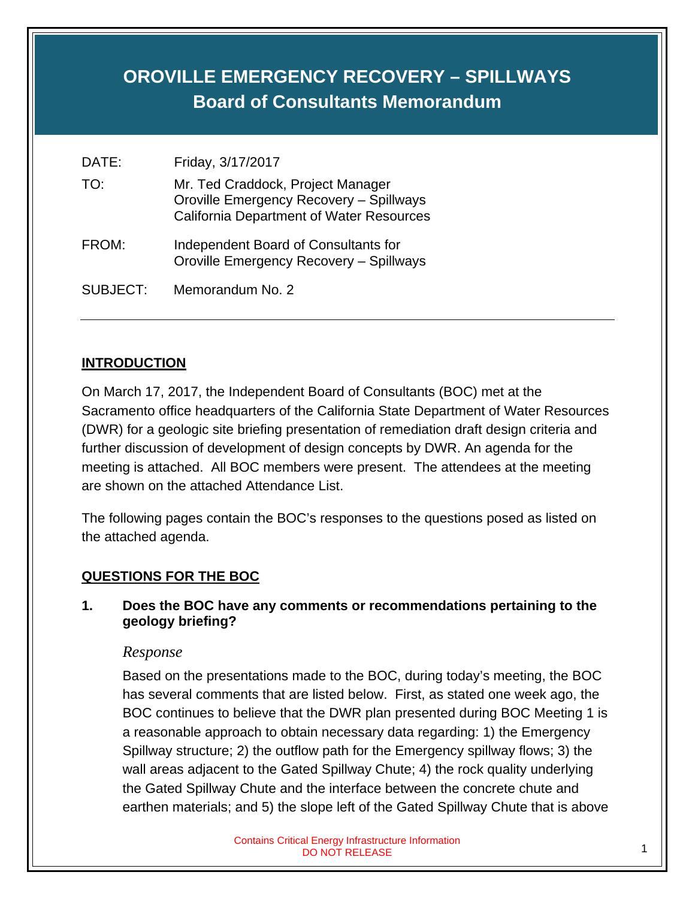# OROVILLE EMERGENCY RECOVERY – SPILLWAYS
## Board of Consultants Memorandum

DATE: Friday, 3/17/2017

TO: Mr. Ted Craddock, Project Manager
Oroville Emergency Recovery – Spillways
California Department of Water Resources

FROM: Independent Board of Consultants for
Oroville Emergency Recovery – Spillways

SUBJECT: Memorandum No. 2

---

## INTRODUCTION

On March 17, 2017, the Independent Board of Consultants (BOC) met at the Sacramento office headquarters of the California State Department of Water Resources (DWR) for a geologic site briefing presentation of remediation draft design criteria and further discussion of development of design concepts by DWR. An agenda for the meeting is attached. All BOC members were present. The attendees at the meeting are shown on the attached Attendance List.

The following pages contain the BOC's responses to the questions posed as listed on the attached agenda.

## QUESTIONS FOR THE BOC

**1. Does the BOC have any comments or recommendations pertaining to the geology briefing?**

*Response*

Based on the presentations made to the BOC, during today's meeting, the BOC has several comments that are listed below. First, as stated one week ago, the BOC continues to believe that the DWR plan presented during BOC Meeting 1 is a reasonable approach to obtain necessary data regarding: 1) the Emergency Spillway structure; 2) the outflow path for the Emergency spillway flows; 3) the wall areas adjacent to the Gated Spillway Chute; 4) the rock quality underlying the Gated Spillway Chute and the interface between the concrete chute and earthen materials; and 5) the slope left of the Gated Spillway Chute that is above

Contains Critical Energy Infrastructure Information
DO NOT RELEASE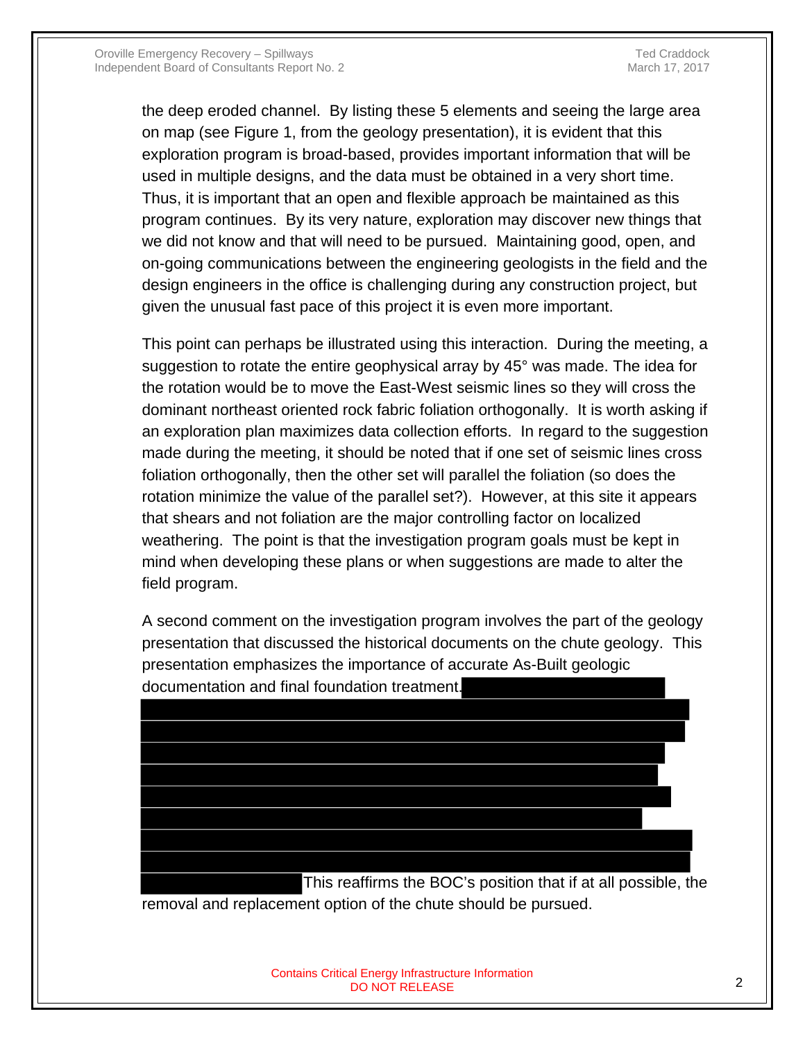the deep eroded channel. By listing these 5 elements and seeing the large area on map (see Figure 1, from the geology presentation), it is evident that this exploration program is broad-based, provides important information that will be used in multiple designs, and the data must be obtained in a very short time. Thus, it is important that an open and flexible approach be maintained as this program continues. By its very nature, exploration may discover new things that we did not know and that will need to be pursued. Maintaining good, open, and on-going communications between the engineering geologists in the field and the design engineers in the office is challenging during any construction project, but given the unusual fast pace of this project it is even more important.

This point can perhaps be illustrated using this interaction. During the meeting, a suggestion to rotate the entire geophysical array by 45° was made. The idea for the rotation would be to move the East-West seismic lines so they will cross the dominant northeast oriented rock fabric foliation orthogonally. It is worth asking if an exploration plan maximizes data collection efforts. In regard to the suggestion made during the meeting, it should be noted that if one set of seismic lines cross foliation orthogonally, then the other set will parallel the foliation (so does the rotation minimize the value of the parallel set?). However, at this site it appears that shears and not foliation are the major controlling factor on localized weathering. The point is that the investigation program goals must be kept in mind when developing these plans or when suggestions are made to alter the field program.

A second comment on the investigation program involves the part of the geology presentation that discussed the historical documents on the chute geology. This presentation emphasizes the importance of accurate As-Built geologic documentation and final foundation treatment. [REDACTED] This reaffirms the BOC's position that if at all possible, the removal and replacement option of the chute should be pursued.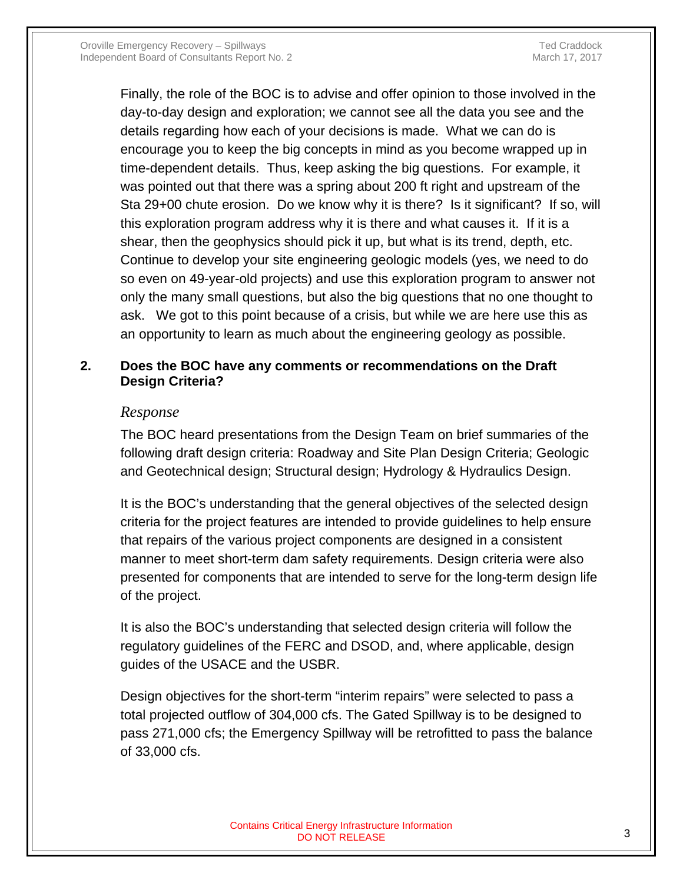Finally, the role of the BOC is to advise and offer opinion to those involved in the day-to-day design and exploration; we cannot see all the data you see and the details regarding how each of your decisions is made. What we can do is encourage you to keep the big concepts in mind as you become wrapped up in time-dependent details. Thus, keep asking the big questions. For example, it was pointed out that there was a spring about 200 ft right and upstream of the Sta 29+00 chute erosion. Do we know why it is there? Is it significant? If so, will this exploration program address why it is there and what causes it. If it is a shear, then the geophysics should pick it up, but what is its trend, depth, etc. Continue to develop your site engineering geologic models (yes, we need to do so even on 49-year-old projects) and use this exploration program to answer not only the many small questions, but also the big questions that no one thought to ask. We got to this point because of a crisis, but while we are here use this as an opportunity to learn as much about the engineering geology as possible.

**2. Does the BOC have any comments or recommendations on the Draft Design Criteria?**

*Response*

The BOC heard presentations from the Design Team on brief summaries of the following draft design criteria: Roadway and Site Plan Design Criteria; Geologic and Geotechnical design; Structural design; Hydrology & Hydraulics Design.

It is the BOC's understanding that the general objectives of the selected design criteria for the project features are intended to provide guidelines to help ensure that repairs of the various project components are designed in a consistent manner to meet short-term dam safety requirements. Design criteria were also presented for components that are intended to serve for the long-term design life of the project.

It is also the BOC's understanding that selected design criteria will follow the regulatory guidelines of the FERC and DSOD, and, where applicable, design guides of the USACE and the USBR.

Design objectives for the short-term "interim repairs" were selected to pass a total projected outflow of 304,000 cfs. The Gated Spillway is to be designed to pass 271,000 cfs; the Emergency Spillway will be retrofitted to pass the balance of 33,000 cfs.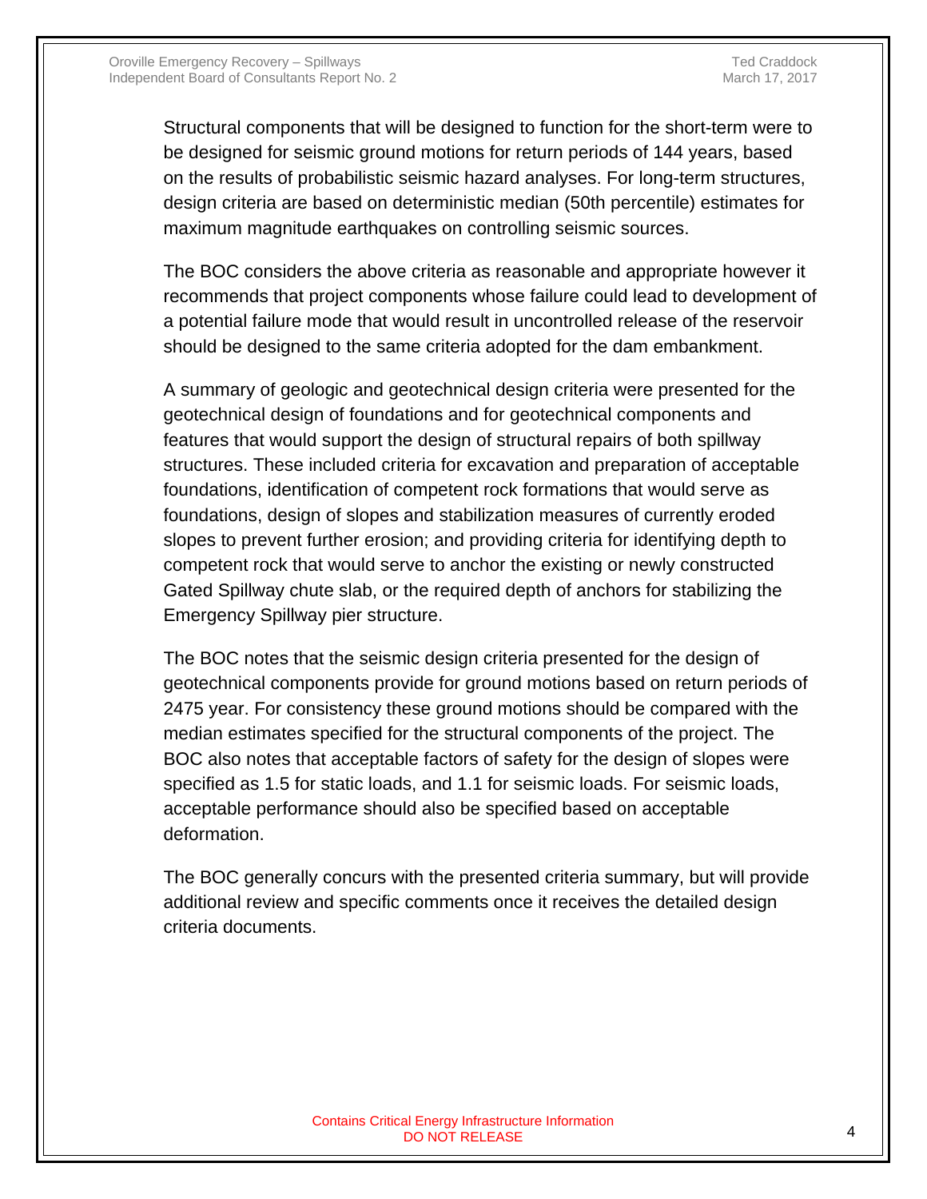Structural components that will be designed to function for the short-term were to be designed for seismic ground motions for return periods of 144 years, based on the results of probabilistic seismic hazard analyses. For long-term structures, design criteria are based on deterministic median (50th percentile) estimates for maximum magnitude earthquakes on controlling seismic sources.

The BOC considers the above criteria as reasonable and appropriate however it recommends that project components whose failure could lead to development of a potential failure mode that would result in uncontrolled release of the reservoir should be designed to the same criteria adopted for the dam embankment.

A summary of geologic and geotechnical design criteria were presented for the geotechnical design of foundations and for geotechnical components and features that would support the design of structural repairs of both spillway structures. These included criteria for excavation and preparation of acceptable foundations, identification of competent rock formations that would serve as foundations, design of slopes and stabilization measures of currently eroded slopes to prevent further erosion; and providing criteria for identifying depth to competent rock that would serve to anchor the existing or newly constructed Gated Spillway chute slab, or the required depth of anchors for stabilizing the Emergency Spillway pier structure.

The BOC notes that the seismic design criteria presented for the design of geotechnical components provide for ground motions based on return periods of 2475 year. For consistency these ground motions should be compared with the median estimates specified for the structural components of the project. The BOC also notes that acceptable factors of safety for the design of slopes were specified as 1.5 for static loads, and 1.1 for seismic loads. For seismic loads, acceptable performance should also be specified based on acceptable deformation.

The BOC generally concurs with the presented criteria summary, but will provide additional review and specific comments once it receives the detailed design criteria documents.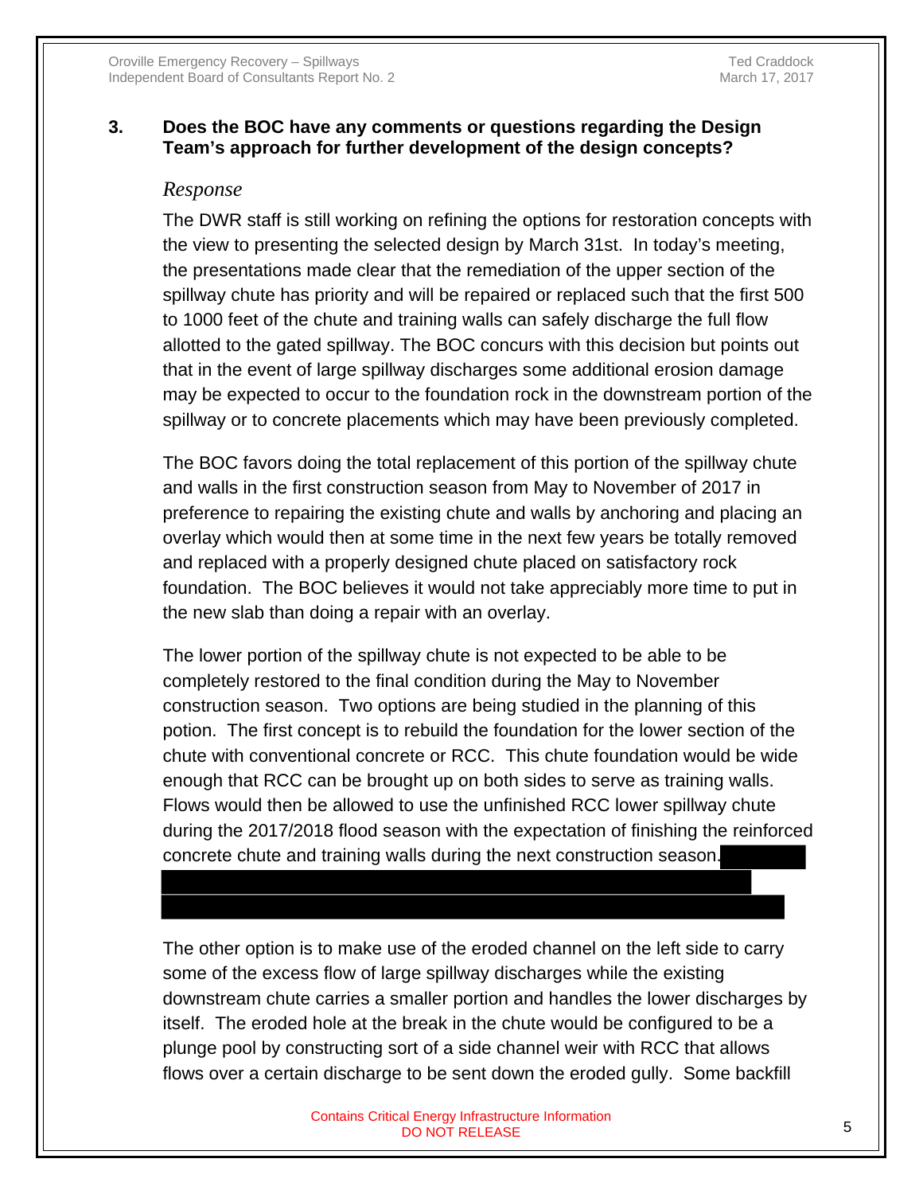## 3. Does the BOC have any comments or questions regarding the Design Team's approach for further development of the design concepts?

*Response*

The DWR staff is still working on refining the options for restoration concepts with the view to presenting the selected design by March 31st. In today's meeting, the presentations made clear that the remediation of the upper section of the spillway chute has priority and will be repaired or replaced such that the first 500 to 1000 feet of the chute and training walls can safely discharge the full flow allotted to the gated spillway. The BOC concurs with this decision but points out that in the event of large spillway discharges some additional erosion damage may be expected to occur to the foundation rock in the downstream portion of the spillway or to concrete placements which may have been previously completed.

The BOC favors doing the total replacement of this portion of the spillway chute and walls in the first construction season from May to November of 2017 in preference to repairing the existing chute and walls by anchoring and placing an overlay which would then at some time in the next few years be totally removed and replaced with a properly designed chute placed on satisfactory rock foundation. The BOC believes it would not take appreciably more time to put in the new slab than doing a repair with an overlay.

The lower portion of the spillway chute is not expected to be able to be completely restored to the final condition during the May to November construction season. Two options are being studied in the planning of this potion. The first concept is to rebuild the foundation for the lower section of the chute with conventional concrete or RCC. This chute foundation would be wide enough that RCC can be brought up on both sides to serve as training walls. Flows would then be allowed to use the unfinished RCC lower spillway chute during the 2017/2018 flood season with the expectation of finishing the reinforced concrete chute and training walls during the next construction season. [REDACTED]

The other option is to make use of the eroded channel on the left side to carry some of the excess flow of large spillway discharges while the existing downstream chute carries a smaller portion and handles the lower discharges by itself. The eroded hole at the break in the chute would be configured to be a plunge pool by constructing sort of a side channel weir with RCC that allows flows over a certain discharge to be sent down the eroded gully. Some backfill

Contains Critical Energy Infrastructure Information
DO NOT RELEASE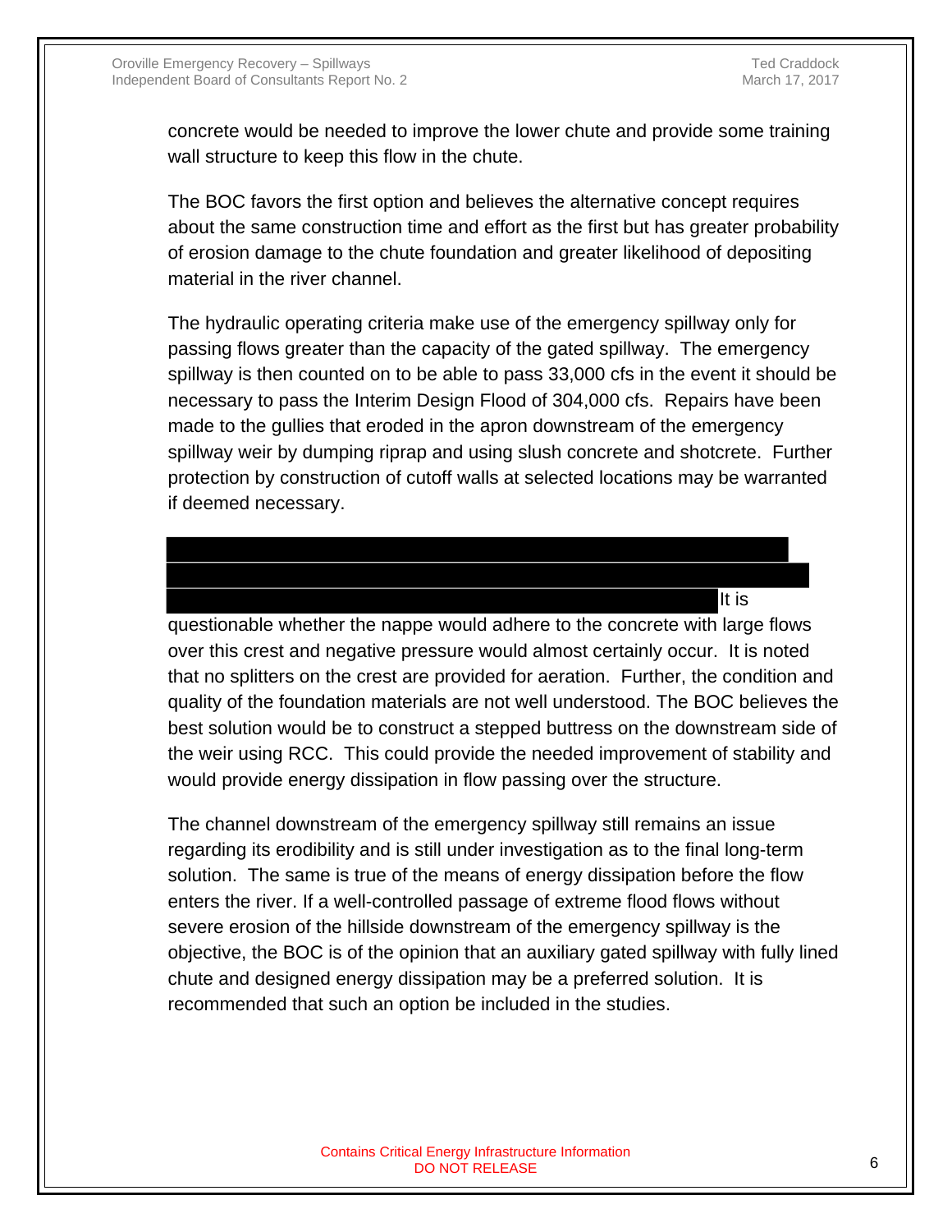concrete would be needed to improve the lower chute and provide some training wall structure to keep this flow in the chute.

The BOC favors the first option and believes the alternative concept requires about the same construction time and effort as the first but has greater probability of erosion damage to the chute foundation and greater likelihood of depositing material in the river channel.

The hydraulic operating criteria make use of the emergency spillway only for passing flows greater than the capacity of the gated spillway. The emergency spillway is then counted on to be able to pass 33,000 cfs in the event it should be necessary to pass the Interim Design Flood of 304,000 cfs. Repairs have been made to the gullies that eroded in the apron downstream of the emergency spillway weir by dumping riprap and using slush concrete and shotcrete. Further protection by construction of cutoff walls at selected locations may be warranted if deemed necessary.

[REDACTED] It is questionable whether the nappe would adhere to the concrete with large flows over this crest and negative pressure would almost certainly occur. It is noted that no splitters on the crest are provided for aeration. Further, the condition and quality of the foundation materials are not well understood. The BOC believes the best solution would be to construct a stepped buttress on the downstream side of the weir using RCC. This could provide the needed improvement of stability and would provide energy dissipation in flow passing over the structure.

The channel downstream of the emergency spillway still remains an issue regarding its erodibility and is still under investigation as to the final long-term solution. The same is true of the means of energy dissipation before the flow enters the river. If a well-controlled passage of extreme flood flows without severe erosion of the hillside downstream of the emergency spillway is the objective, the BOC is of the opinion that an auxiliary gated spillway with fully lined chute and designed energy dissipation may be a preferred solution. It is recommended that such an option be included in the studies.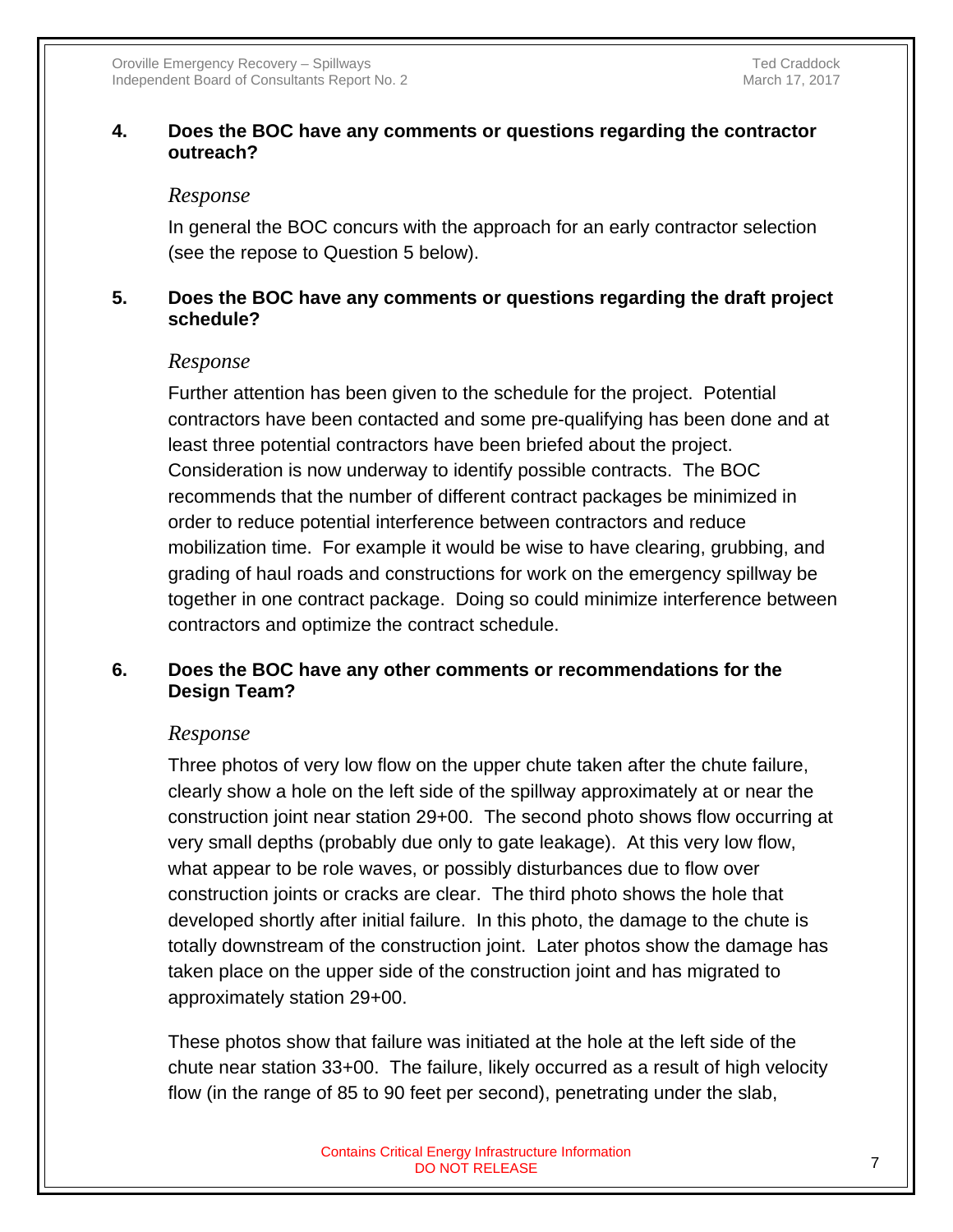**4. Does the BOC have any comments or questions regarding the contractor outreach?**

*Response*

In general the BOC concurs with the approach for an early contractor selection (see the repose to Question 5 below).

**5. Does the BOC have any comments or questions regarding the draft project schedule?**

*Response*

Further attention has been given to the schedule for the project. Potential contractors have been contacted and some pre-qualifying has been done and at least three potential contractors have been briefed about the project. Consideration is now underway to identify possible contracts. The BOC recommends that the number of different contract packages be minimized in order to reduce potential interference between contractors and reduce mobilization time. For example it would be wise to have clearing, grubbing, and grading of haul roads and constructions for work on the emergency spillway be together in one contract package. Doing so could minimize interference between contractors and optimize the contract schedule.

**6. Does the BOC have any other comments or recommendations for the Design Team?**

*Response*

Three photos of very low flow on the upper chute taken after the chute failure, clearly show a hole on the left side of the spillway approximately at or near the construction joint near station 29+00. The second photo shows flow occurring at very small depths (probably due only to gate leakage). At this very low flow, what appear to be role waves, or possibly disturbances due to flow over construction joints or cracks are clear. The third photo shows the hole that developed shortly after initial failure. In this photo, the damage to the chute is totally downstream of the construction joint. Later photos show the damage has taken place on the upper side of the construction joint and has migrated to approximately station 29+00.

These photos show that failure was initiated at the hole at the left side of the chute near station 33+00. The failure, likely occurred as a result of high velocity flow (in the range of 85 to 90 feet per second), penetrating under the slab,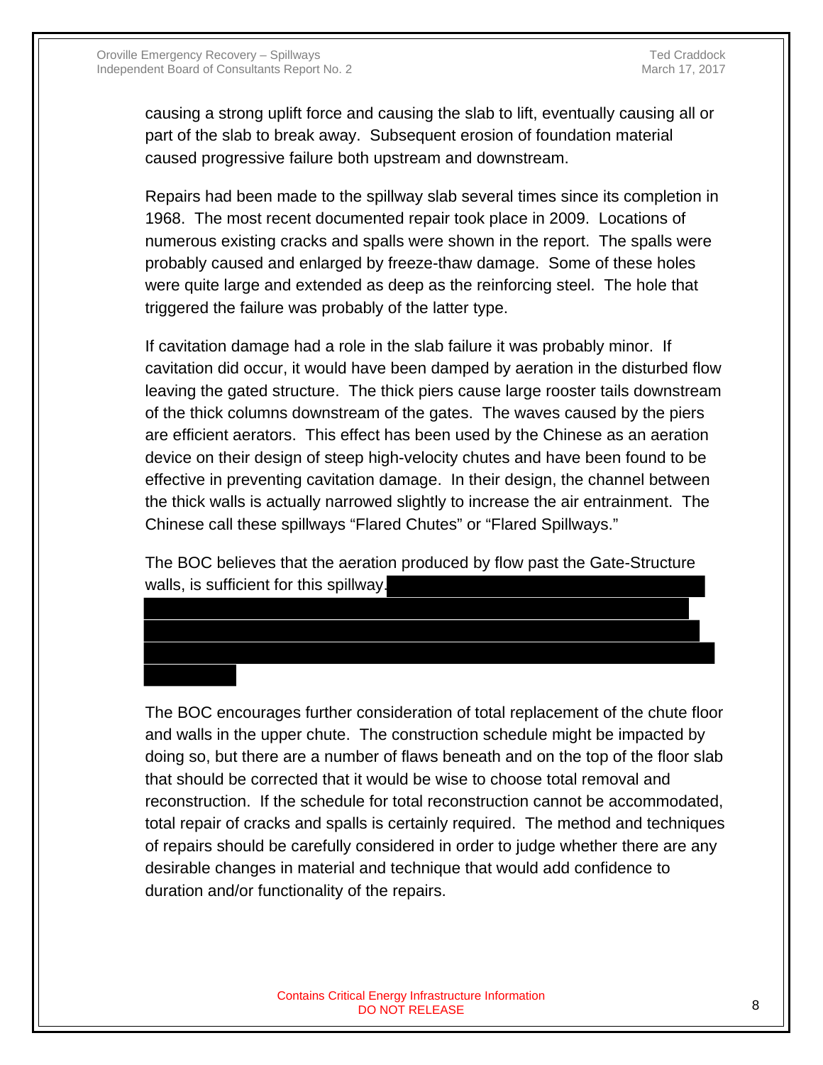causing a strong uplift force and causing the slab to lift, eventually causing all or part of the slab to break away. Subsequent erosion of foundation material caused progressive failure both upstream and downstream.

Repairs had been made to the spillway slab several times since its completion in 1968. The most recent documented repair took place in 2009. Locations of numerous existing cracks and spalls were shown in the report. The spalls were probably caused and enlarged by freeze-thaw damage. Some of these holes were quite large and extended as deep as the reinforcing steel. The hole that triggered the failure was probably of the latter type.

If cavitation damage had a role in the slab failure it was probably minor. If cavitation did occur, it would have been damped by aeration in the disturbed flow leaving the gated structure. The thick piers cause large rooster tails downstream of the thick columns downstream of the gates. The waves caused by the piers are efficient aerators. This effect has been used by the Chinese as an aeration device on their design of steep high-velocity chutes and have been found to be effective in preventing cavitation damage. In their design, the channel between the thick walls is actually narrowed slightly to increase the air entrainment. The Chinese call these spillways "Flared Chutes" or "Flared Spillways."

The BOC believes that the aeration produced by flow past the Gate-Structure walls, is sufficient for this spillway.

The BOC encourages further consideration of total replacement of the chute floor and walls in the upper chute. The construction schedule might be impacted by doing so, but there are a number of flaws beneath and on the top of the floor slab that should be corrected that it would be wise to choose total removal and reconstruction. If the schedule for total reconstruction cannot be accommodated, total repair of cracks and spalls is certainly required. The method and techniques of repairs should be carefully considered in order to judge whether there are any desirable changes in material and technique that would add confidence to duration and/or functionality of the repairs.

Contains Critical Energy Infrastructure Information
DO NOT RELEASE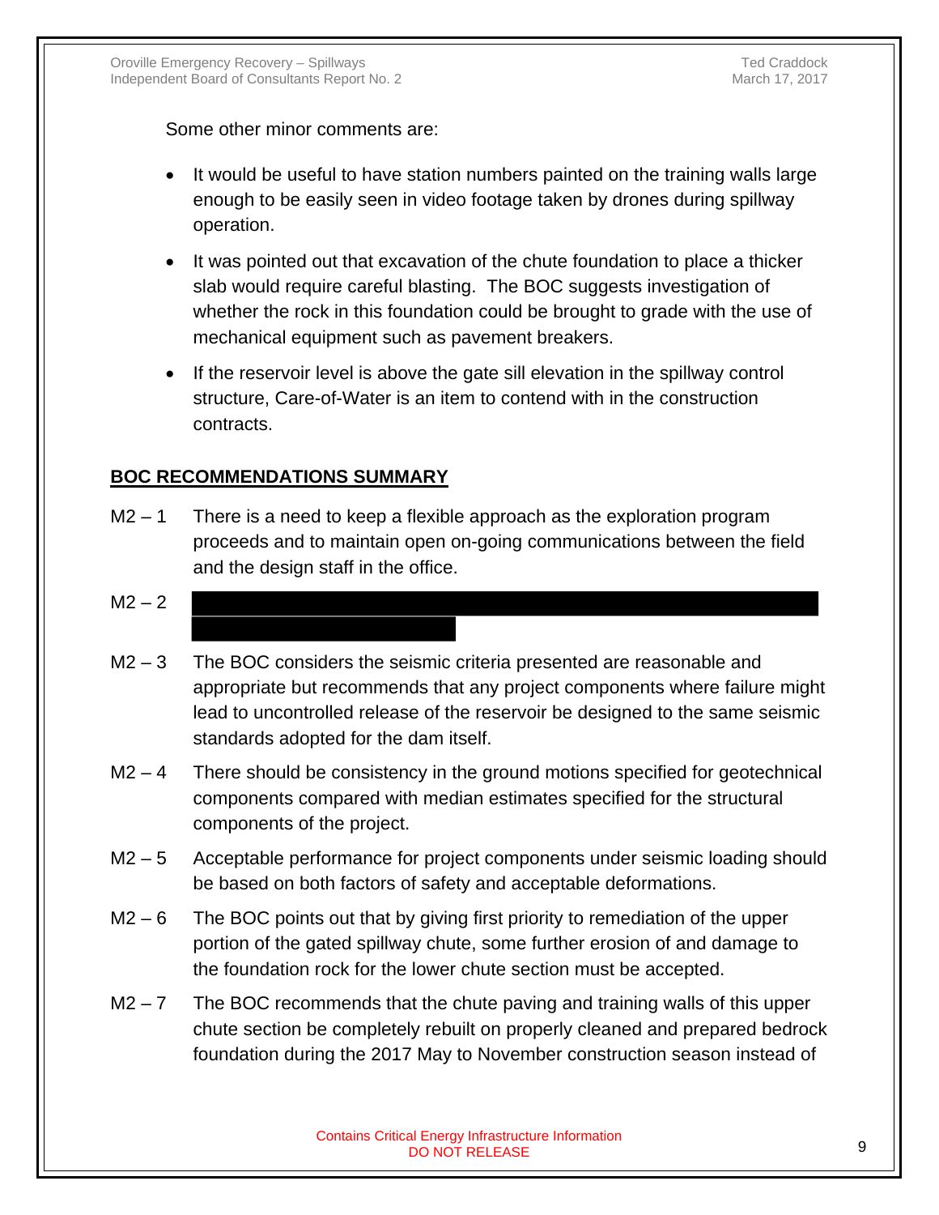Some other minor comments are:

- It would be useful to have station numbers painted on the training walls large enough to be easily seen in video footage taken by drones during spillway operation.
- It was pointed out that excavation of the chute foundation to place a thicker slab would require careful blasting. The BOC suggests investigation of whether the rock in this foundation could be brought to grade with the use of mechanical equipment such as pavement breakers.
- If the reservoir level is above the gate sill elevation in the spillway control structure, Care-of-Water is an item to contend with in the construction contracts.

## BOC RECOMMENDATIONS SUMMARY

M2 – 1 There is a need to keep a flexible approach as the exploration program proceeds and to maintain open on-going communications between the field and the design staff in the office.

M2 – 2 [REDACTED]

M2 – 3 The BOC considers the seismic criteria presented are reasonable and appropriate but recommends that any project components where failure might lead to uncontrolled release of the reservoir be designed to the same seismic standards adopted for the dam itself.

M2 – 4 There should be consistency in the ground motions specified for geotechnical components compared with median estimates specified for the structural components of the project.

M2 – 5 Acceptable performance for project components under seismic loading should be based on both factors of safety and acceptable deformations.

M2 – 6 The BOC points out that by giving first priority to remediation of the upper portion of the gated spillway chute, some further erosion of and damage to the foundation rock for the lower chute section must be accepted.

M2 – 7 The BOC recommends that the chute paving and training walls of this upper chute section be completely rebuilt on properly cleaned and prepared bedrock foundation during the 2017 May to November construction season instead of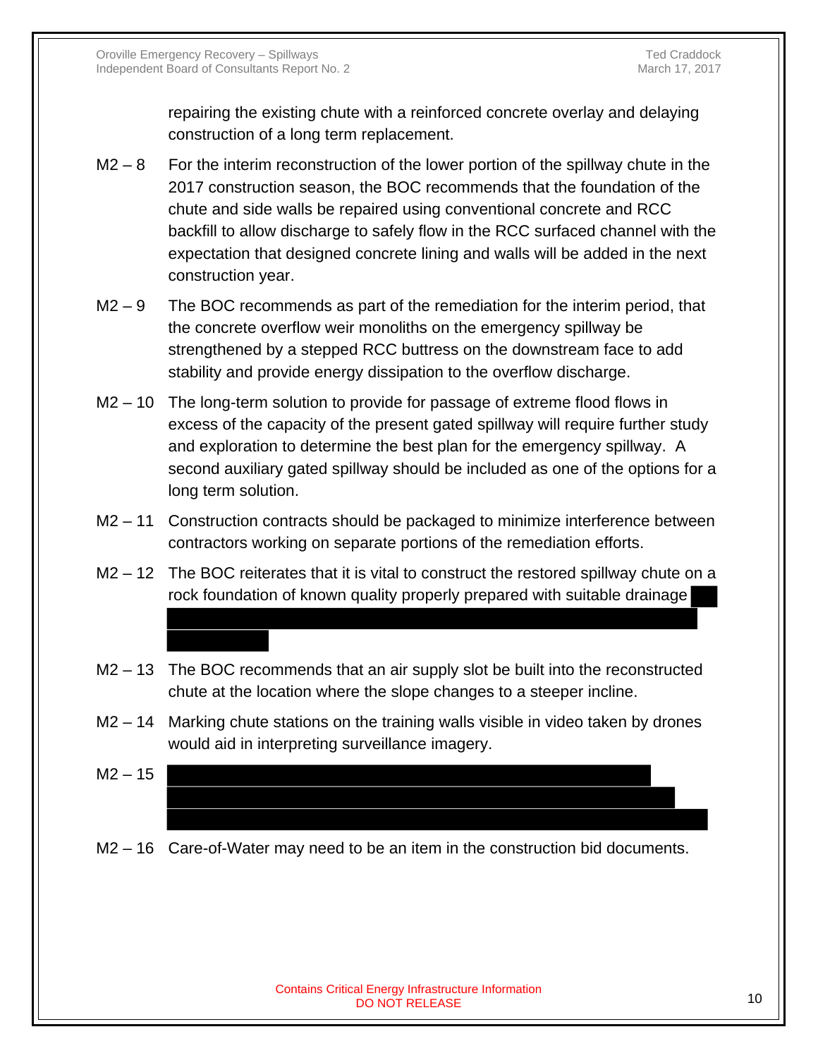repairing the existing chute with a reinforced concrete overlay and delaying construction of a long term replacement.

M2 – 8 For the interim reconstruction of the lower portion of the spillway chute in the 2017 construction season, the BOC recommends that the foundation of the chute and side walls be repaired using conventional concrete and RCC backfill to allow discharge to safely flow in the RCC surfaced channel with the expectation that designed concrete lining and walls will be added in the next construction year.

M2 – 9 The BOC recommends as part of the remediation for the interim period, that the concrete overflow weir monoliths on the emergency spillway be strengthened by a stepped RCC buttress on the downstream face to add stability and provide energy dissipation to the overflow discharge.

M2 – 10 The long-term solution to provide for passage of extreme flood flows in excess of the capacity of the present gated spillway will require further study and exploration to determine the best plan for the emergency spillway. A second auxiliary gated spillway should be included as one of the options for a long term solution.

M2 – 11 Construction contracts should be packaged to minimize interference between contractors working on separate portions of the remediation efforts.

M2 – 12 The BOC reiterates that it is vital to construct the restored spillway chute on a rock foundation of known quality properly prepared with suitable drainage

M2 – 13 The BOC recommends that an air supply slot be built into the reconstructed chute at the location where the slope changes to a steeper incline.

M2 – 14 Marking chute stations on the training walls visible in video taken by drones would aid in interpreting surveillance imagery.

M2 – 15

M2 – 16 Care-of-Water may need to be an item in the construction bid documents.

Contains Critical Energy Infrastructure Information
DO NOT RELEASE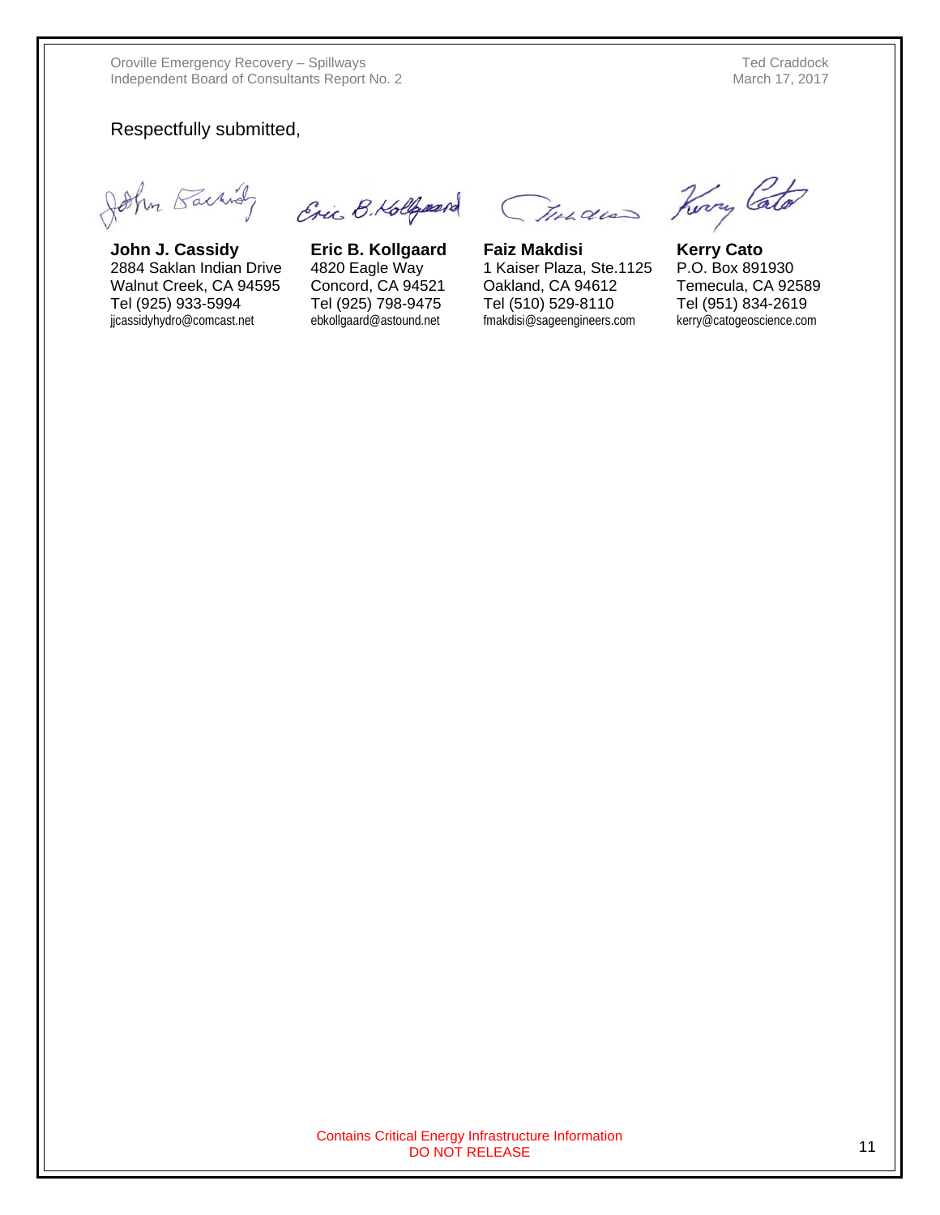Respectfully submitted,

| | | | |
|---|---|---|---|
| **John J. Cassidy** | **Eric B. Kollgaard** | **Faiz Makdisi** | **Kerry Cato** |
| 2884 Saklan Indian Drive | 4820 Eagle Way | 1 Kaiser Plaza, Ste.1125 | P.O. Box 891930 |
| Walnut Creek, CA 94595 | Concord, CA 94521 | Oakland, CA 94612 | Temecula, CA 92589 |
| Tel (925) 933-5994 | Tel (925) 798-9475 | Tel (510) 529-8110 | Tel (951) 834-2619 |
| jjcassidyhydro@comcast.net | ebkollgaard@astound.net | fmakdisi@sageengineers.com | kerry@catogeoscience.com |

Contains Critical Energy Infrastructure Information
DO NOT RELEASE